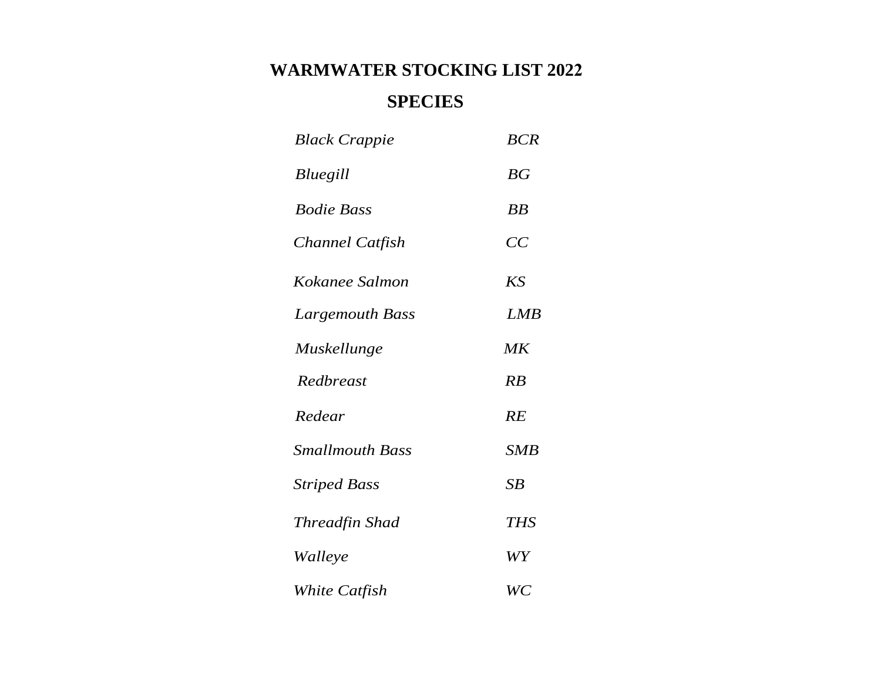# WARMWATER STOCKING LIST 2022

## SPECIES

| | |
|---|---|
| *Black Crappie* | *BCR* |
| *Bluegill* | *BG* |
| *Bodie Bass* | *BB* |
| *Channel Catfish* | *CC* |
| *Kokanee Salmon* | *KS* |
| *Largemouth Bass* | *LMB* |
| *Muskellunge* | *MK* |
| *Redbreast* | *RB* |
| *Redear* | *RE* |
| *Smallmouth Bass* | *SMB* |
| *Striped Bass* | *SB* |
| *Threadfin Shad* | *THS* |
| *Walleye* | *WY* |
| *White Catfish* | *WC* |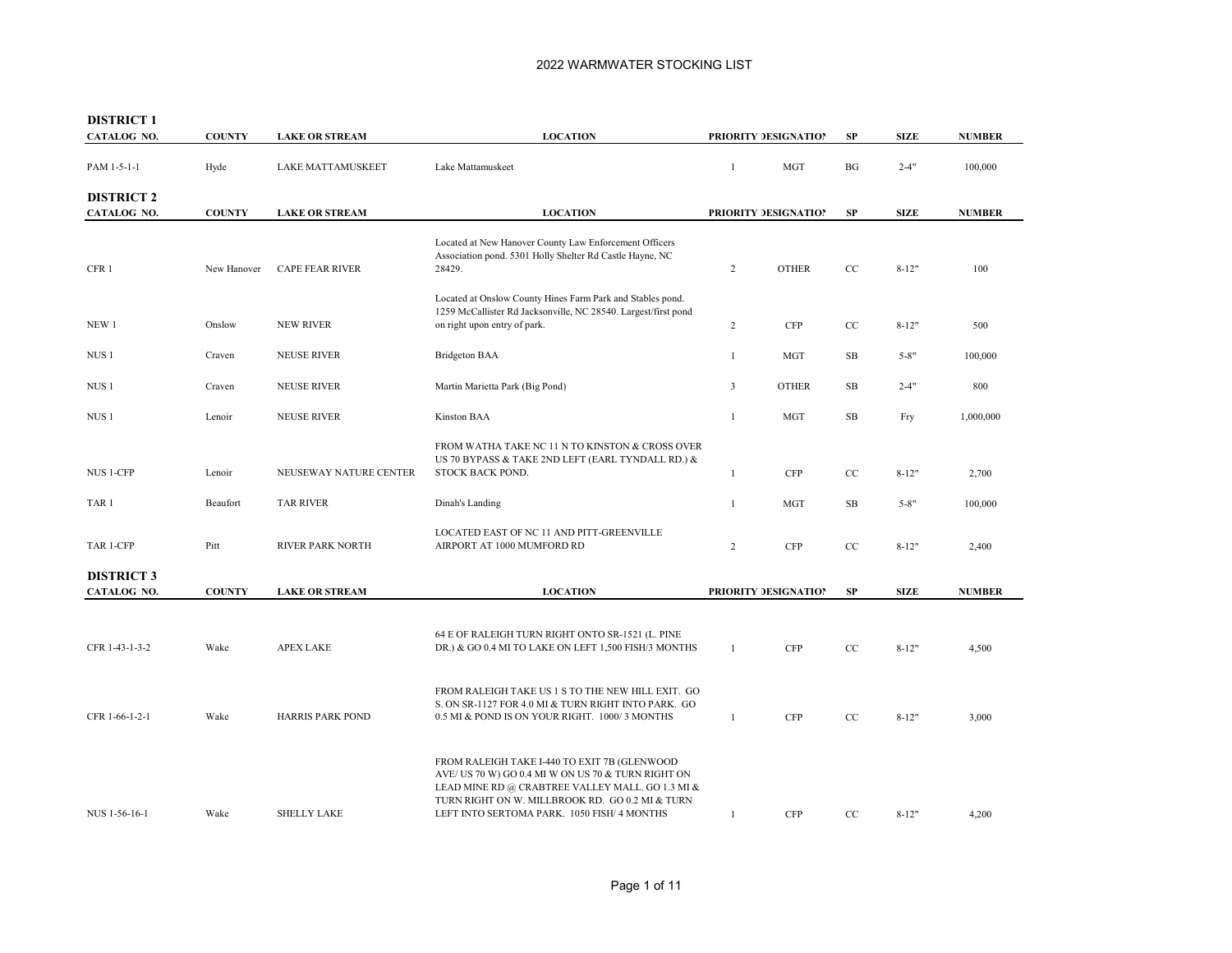# 2022 WARMWATER STOCKING LIST

## DISTRICT 1

| CATALOG NO. | COUNTY | LAKE OR STREAM | LOCATION | PRIORITY | DESIGNATION | SP | SIZE | NUMBER |
|---|---|---|---|---|---|---|---|---|
| PAM 1-5-1-1 | Hyde | LAKE MATTAMUSKEET | Lake Mattamuskeet | 1 | MGT | BG | 2-4" | 100,000 |

## DISTRICT 2

| CATALOG NO. | COUNTY | LAKE OR STREAM | LOCATION | PRIORITY | DESIGNATION | SP | SIZE | NUMBER |
|---|---|---|---|---|---|---|---|---|
| CFR 1 | New Hanover | CAPE FEAR RIVER | Located at New Hanover County Law Enforcement Officers Association pond. 5301 Holly Shelter Rd Castle Hayne, NC 28429. | 2 | OTHER | CC | 8-12" | 100 |
| NEW 1 | Onslow | NEW RIVER | Located at Onslow County Hines Farm Park and Stables pond. 1259 McCallister Rd Jacksonville, NC 28540. Largest/first pond on right upon entry of park. | 2 | CFP | CC | 8-12" | 500 |
| NUS 1 | Craven | NEUSE RIVER | Bridgeton BAA | 1 | MGT | SB | 5-8" | 100,000 |
| NUS 1 | Craven | NEUSE RIVER | Martin Marietta Park (Big Pond) | 3 | OTHER | SB | 2-4" | 800 |
| NUS 1 | Lenoir | NEUSE RIVER | Kinston BAA | 1 | MGT | SB | Fry | 1,000,000 |
| NUS 1-CFP | Lenoir | NEUSEWAY NATURE CENTER | FROM WATHA TAKE NC 11 N TO KINSTON & CROSS OVER US 70 BYPASS & TAKE 2ND LEFT (EARL TYNDALL RD.) & STOCK BACK POND. | 1 | CFP | CC | 8-12" | 2,700 |
| TAR 1 | Beaufort | TAR RIVER | Dinah's Landing | 1 | MGT | SB | 5-8" | 100,000 |
| TAR 1-CFP | Pitt | RIVER PARK NORTH | LOCATED EAST OF NC 11 AND PITT-GREENVILLE AIRPORT AT 1000 MUMFORD RD | 2 | CFP | CC | 8-12" | 2,400 |

## DISTRICT 3

| CATALOG NO. | COUNTY | LAKE OR STREAM | LOCATION | PRIORITY | DESIGNATION | SP | SIZE | NUMBER |
|---|---|---|---|---|---|---|---|---|
| CFR 1-43-1-3-2 | Wake | APEX LAKE | 64 E OF RALEIGH TURN RIGHT ONTO SR-1521 (L. PINE DR.) & GO 0.4 MI TO LAKE ON LEFT 1,500 FISH/3 MONTHS | 1 | CFP | CC | 8-12" | 4,500 |
| CFR 1-66-1-2-1 | Wake | HARRIS PARK POND | FROM RALEIGH TAKE US 1 S TO THE NEW HILL EXIT. GO S. ON SR-1127 FOR 4.0 MI & TURN RIGHT INTO PARK. GO 0.5 MI & POND IS ON YOUR RIGHT. 1000/ 3 MONTHS | 1 | CFP | CC | 8-12" | 3,000 |
| NUS 1-56-16-1 | Wake | SHELLY LAKE | FROM RALEIGH TAKE I-440 TO EXIT 7B (GLENWOOD AVE/ US 70 W) GO 0.4 MI W ON US 70 & TURN RIGHT ON LEAD MINE RD @ CRABTREE VALLEY MALL. GO 1.3 MI & TURN RIGHT ON W. MILLBROOK RD. GO 0.2 MI & TURN LEFT INTO SERTOMA PARK. 1050 FISH/ 4 MONTHS | 1 | CFP | CC | 8-12" | 4,200 |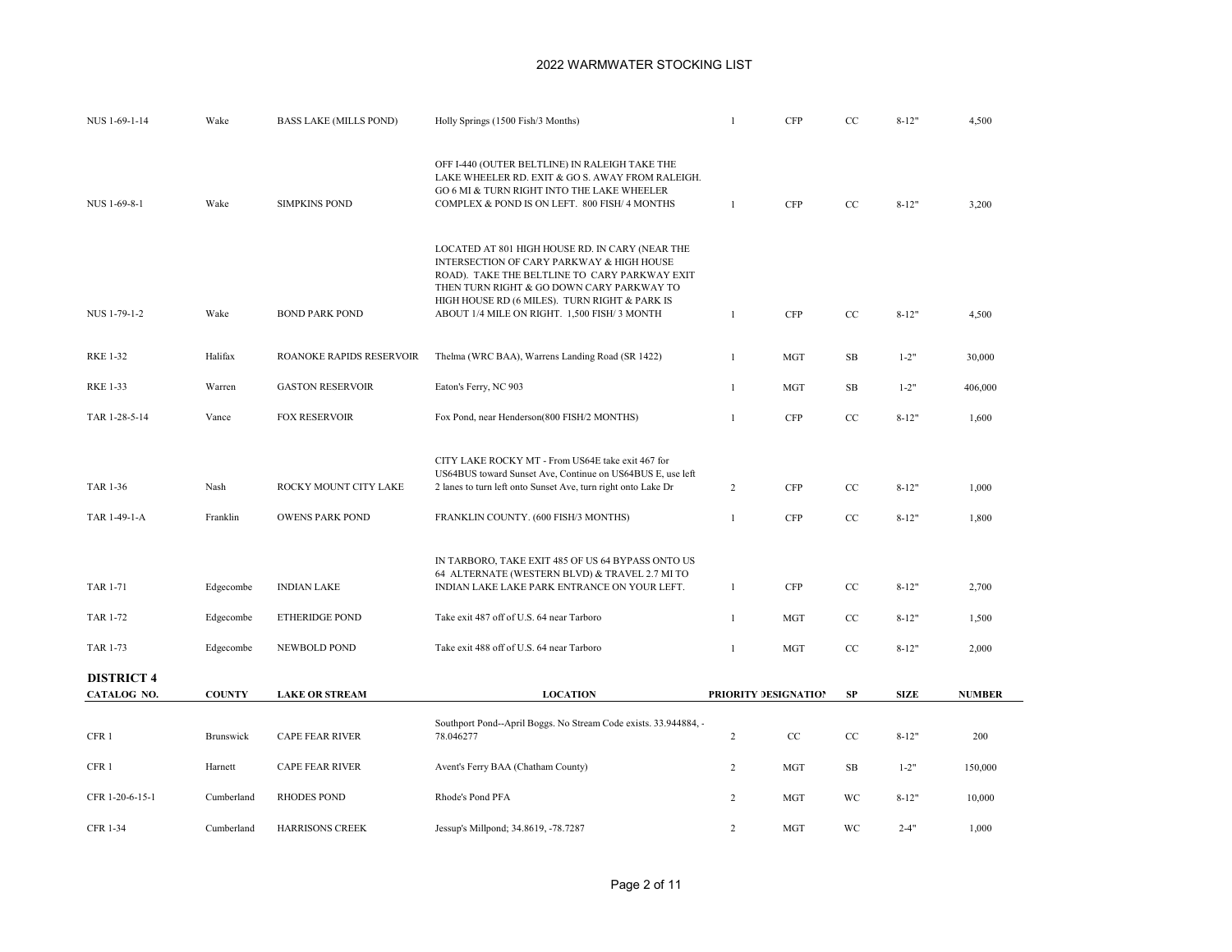# 2022 WARMWATER STOCKING LIST

| | | | | | | | | |
|---|---|---|---|---|---|---|---|---|
| NUS 1-69-1-14 | Wake | BASS LAKE (MILLS POND) | Holly Springs (1500 Fish/3 Months) | 1 | CFP | CC | 8-12" | 4,500 |
| NUS 1-69-8-1 | Wake | SIMPKINS POND | OFF I-440 (OUTER BELTLINE) IN RALEIGH TAKE THE LAKE WHEELER RD. EXIT & GO S. AWAY FROM RALEIGH. GO 6 MI & TURN RIGHT INTO THE LAKE WHEELER COMPLEX & POND IS ON LEFT. 800 FISH/ 4 MONTHS | 1 | CFP | CC | 8-12" | 3,200 |
| NUS 1-79-1-2 | Wake | BOND PARK POND | LOCATED AT 801 HIGH HOUSE RD. IN CARY (NEAR THE INTERSECTION OF CARY PARKWAY & HIGH HOUSE ROAD). TAKE THE BELTLINE TO CARY PARKWAY EXIT THEN TURN RIGHT & GO DOWN CARY PARKWAY TO HIGH HOUSE RD (6 MILES). TURN RIGHT & PARK IS ABOUT 1/4 MILE ON RIGHT. 1,500 FISH/ 3 MONTH | 1 | CFP | CC | 8-12" | 4,500 |
| RKE 1-32 | Halifax | ROANOKE RAPIDS RESERVOIR | Thelma (WRC BAA), Warrens Landing Road (SR 1422) | 1 | MGT | SB | 1-2" | 30,000 |
| RKE 1-33 | Warren | GASTON RESERVOIR | Eaton's Ferry, NC 903 | 1 | MGT | SB | 1-2" | 406,000 |
| TAR 1-28-5-14 | Vance | FOX RESERVOIR | Fox Pond, near Henderson(800 FISH/2 MONTHS) | 1 | CFP | CC | 8-12" | 1,600 |
| TAR 1-36 | Nash | ROCKY MOUNT CITY LAKE | CITY LAKE ROCKY MT - From US64E take exit 467 for US64BUS toward Sunset Ave, Continue on US64BUS E, use left 2 lanes to turn left onto Sunset Ave, turn right onto Lake Dr | 2 | CFP | CC | 8-12" | 1,000 |
| TAR 1-49-1-A | Franklin | OWENS PARK POND | FRANKLIN COUNTY. (600 FISH/3 MONTHS) | 1 | CFP | CC | 8-12" | 1,800 |
| TAR 1-71 | Edgecombe | INDIAN LAKE | IN TARBORO, TAKE EXIT 485 OF US 64 BYPASS ONTO US 64 ALTERNATE (WESTERN BLVD) & TRAVEL 2.7 MI TO INDIAN LAKE LAKE PARK ENTRANCE ON YOUR LEFT. | 1 | CFP | CC | 8-12" | 2,700 |
| TAR 1-72 | Edgecombe | ETHERIDGE POND | Take exit 487 off of U.S. 64 near Tarboro | 1 | MGT | CC | 8-12" | 1,500 |
| TAR 1-73 | Edgecombe | NEWBOLD POND | Take exit 488 off of U.S. 64 near Tarboro | 1 | MGT | CC | 8-12" | 2,000 |

## DISTRICT 4

| CATALOG NO. | COUNTY | LAKE OR STREAM | LOCATION | PRIORITY | DESIGNATION | SP | SIZE | NUMBER |
|---|---|---|---|---|---|---|---|---|
| CFR 1 | Brunswick | CAPE FEAR RIVER | Southport Pond--April Boggs. No Stream Code exists. 33.944884, -78.046277 | 2 | CC | CC | 8-12" | 200 |
| CFR 1 | Harnett | CAPE FEAR RIVER | Avent's Ferry BAA (Chatham County) | 2 | MGT | SB | 1-2" | 150,000 |
| CFR 1-20-6-15-1 | Cumberland | RHODES POND | Rhode's Pond PFA | 2 | MGT | WC | 8-12" | 10,000 |
| CFR 1-34 | Cumberland | HARRISONS CREEK | Jessup's Millpond; 34.8619, -78.7287 | 2 | MGT | WC | 2-4" | 1,000 |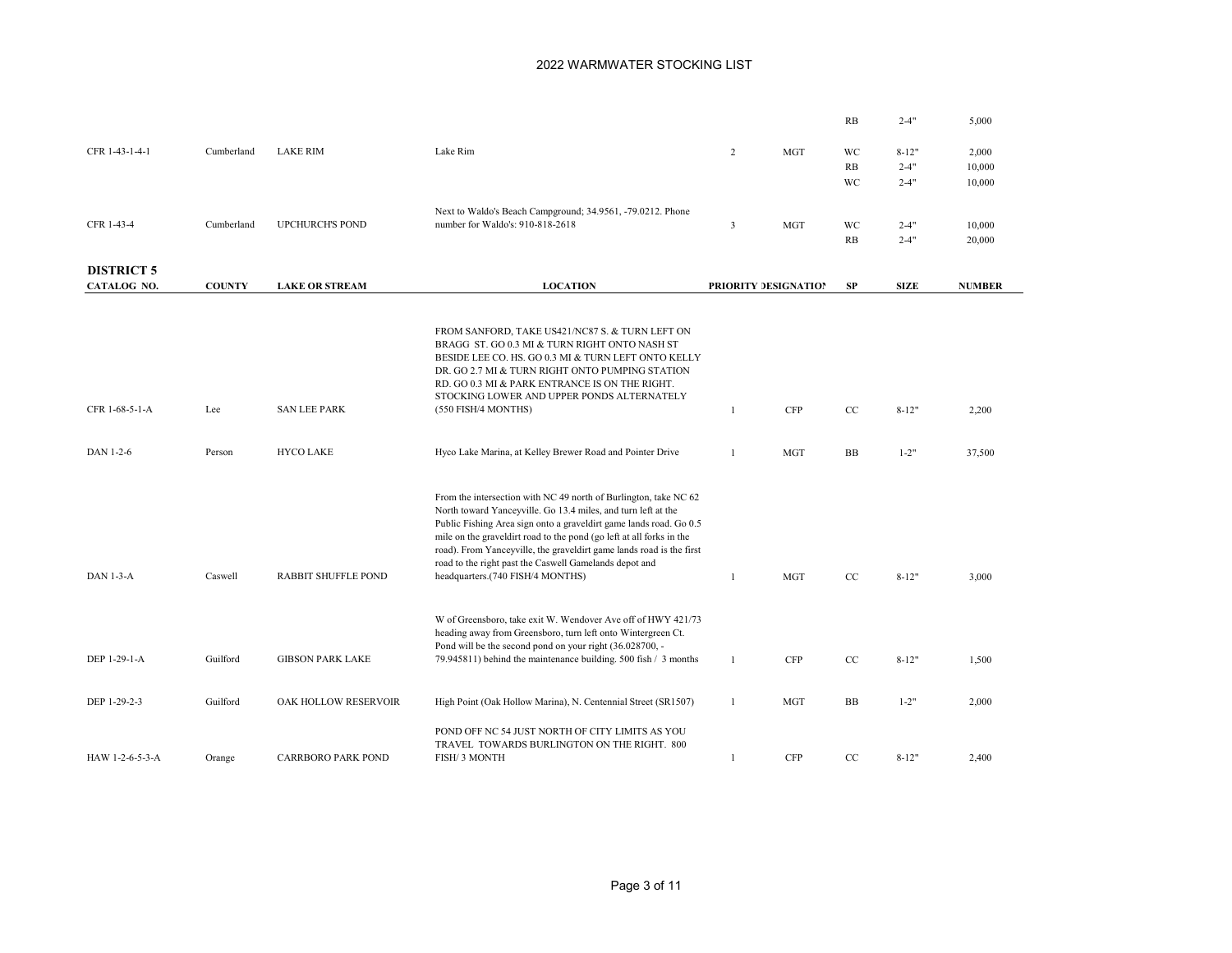# 2022 WARMWATER STOCKING LIST

| | | | | | | | | |
|---|---|---|---|---|---|---|---|---|
| | | | | | | RB | 2-4" | 5,000 |
| CFR 1-43-1-4-1 | Cumberland | LAKE RIM | Lake Rim | 2 | MGT | WC | 8-12" | 2,000 |
| | | | | | | RB | 2-4" | 10,000 |
| | | | | | | WC | 2-4" | 10,000 |
| CFR 1-43-4 | Cumberland | UPCHURCH'S POND | Next to Waldo's Beach Campground; 34.9561, -79.0212. Phone number for Waldo's: 910-818-2618 | 3 | MGT | WC | 2-4" | 10,000 |
| | | | | | | RB | 2-4" | 20,000 |

**DISTRICT 5**

| CATALOG NO. | COUNTY | LAKE OR STREAM | LOCATION | PRIORITY | DESIGNATION | SP | SIZE | NUMBER |
|---|---|---|---|---|---|---|---|---|
| CFR 1-68-5-1-A | Lee | SAN LEE PARK | FROM SANFORD, TAKE US421/NC87 S. & TURN LEFT ON BRAGG ST. GO 0.3 MI & TURN RIGHT ONTO NASH ST BESIDE LEE CO. HS. GO 0.3 MI & TURN LEFT ONTO KELLY DR. GO 2.7 MI & TURN RIGHT ONTO PUMPING STATION RD. GO 0.3 MI & PARK ENTRANCE IS ON THE RIGHT. STOCKING LOWER AND UPPER PONDS ALTERNATELY (550 FISH/4 MONTHS) | 1 | CFP | CC | 8-12" | 2,200 |
| DAN 1-2-6 | Person | HYCO LAKE | Hyco Lake Marina, at Kelley Brewer Road and Pointer Drive | 1 | MGT | BB | 1-2" | 37,500 |
| DAN 1-3-A | Caswell | RABBIT SHUFFLE POND | From the intersection with NC 49 north of Burlington, take NC 62 North toward Yanceyville. Go 13.4 miles, and turn left at the Public Fishing Area sign onto a graveldirt game lands road. Go 0.5 mile on the graveldirt road to the pond (go left at all forks in the road). From Yanceyville, the graveldirt game lands road is the first road to the right past the Caswell Gamelands depot and headquarters.(740 FISH/4 MONTHS) | 1 | MGT | CC | 8-12" | 3,000 |
| DEP 1-29-1-A | Guilford | GIBSON PARK LAKE | W of Greensboro, take exit W. Wendover Ave off of HWY 421/73 heading away from Greensboro, turn left onto Wintergreen Ct. Pond will be the second pond on your right (36.028700, -79.945811) behind the maintenance building. 500 fish / 3 months | 1 | CFP | CC | 8-12" | 1,500 |
| DEP 1-29-2-3 | Guilford | OAK HOLLOW RESERVOIR | High Point (Oak Hollow Marina), N. Centennial Street (SR1507) | 1 | MGT | BB | 1-2" | 2,000 |
| HAW 1-2-6-5-3-A | Orange | CARRBORO PARK POND | POND OFF NC 54 JUST NORTH OF CITY LIMITS AS YOU TRAVEL TOWARDS BURLINGTON ON THE RIGHT. 800 FISH/ 3 MONTH | 1 | CFP | CC | 8-12" | 2,400 |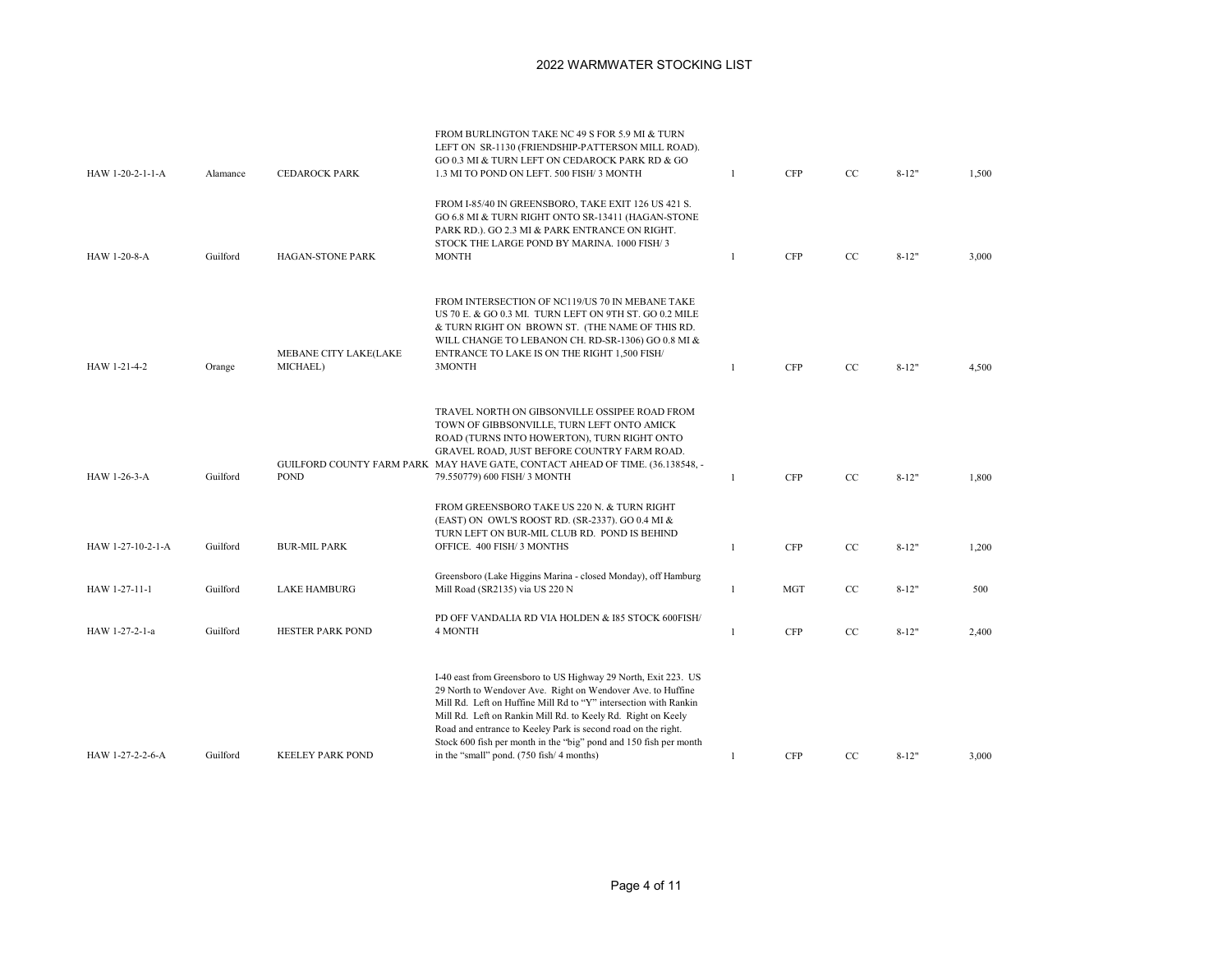# 2022 WARMWATER STOCKING LIST

| | | | | | | | | |
|---|---|---|---|---|---|---|---|---|
| HAW 1-20-2-1-1-A | Alamance | CEDAROCK PARK | FROM BURLINGTON TAKE NC 49 S FOR 5.9 MI & TURN LEFT ON SR-1130 (FRIENDSHIP-PATTERSON MILL ROAD). GO 0.3 MI & TURN LEFT ON CEDAROCK PARK RD & GO 1.3 MI TO POND ON LEFT. 500 FISH/ 3 MONTH | 1 | CFP | CC | 8-12" | 1,500 |
| HAW 1-20-8-A | Guilford | HAGAN-STONE PARK | FROM I-85/40 IN GREENSBORO, TAKE EXIT 126 US 421 S. GO 6.8 MI & TURN RIGHT ONTO SR-13411 (HAGAN-STONE PARK RD.). GO 2.3 MI & PARK ENTRANCE ON RIGHT. STOCK THE LARGE POND BY MARINA. 1000 FISH/ 3 MONTH | 1 | CFP | CC | 8-12" | 3,000 |
| HAW 1-21-4-2 | Orange | MEBANE CITY LAKE(LAKE MICHAEL) | FROM INTERSECTION OF NC119/US 70 IN MEBANE TAKE US 70 E. & GO 0.3 MI. TURN LEFT ON 9TH ST. GO 0.2 MILE & TURN RIGHT ON BROWN ST. (THE NAME OF THIS RD. WILL CHANGE TO LEBANON CH. RD-SR-1306) GO 0.8 MI & ENTRANCE TO LAKE IS ON THE RIGHT 1,500 FISH/ 3MONTH | 1 | CFP | CC | 8-12" | 4,500 |
| HAW 1-26-3-A | Guilford | GUILFORD COUNTY FARM PARK POND | TRAVEL NORTH ON GIBSONVILLE OSSIPEE ROAD FROM TOWN OF GIBBSONVILLE, TURN LEFT ONTO AMICK ROAD (TURNS INTO HOWERTON), TURN RIGHT ONTO GRAVEL ROAD, JUST BEFORE COUNTRY FARM ROAD. MAY HAVE GATE, CONTACT AHEAD OF TIME. (36.138548, -79.550779) 600 FISH/ 3 MONTH | 1 | CFP | CC | 8-12" | 1,800 |
| HAW 1-27-10-2-1-A | Guilford | BUR-MIL PARK | FROM GREENSBORO TAKE US 220 N. & TURN RIGHT (EAST) ON OWL'S ROOST RD. (SR-2337). GO 0.4 MI & TURN LEFT ON BUR-MIL CLUB RD. POND IS BEHIND OFFICE. 400 FISH/ 3 MONTHS | 1 | CFP | CC | 8-12" | 1,200 |
| HAW 1-27-11-1 | Guilford | LAKE HAMBURG | Greensboro (Lake Higgins Marina - closed Monday), off Hamburg Mill Road (SR2135) via US 220 N | 1 | MGT | CC | 8-12" | 500 |
| HAW 1-27-2-1-a | Guilford | HESTER PARK POND | PD OFF VANDALIA RD VIA HOLDEN & I85 STOCK 600FISH/ 4 MONTH | 1 | CFP | CC | 8-12" | 2,400 |
| HAW 1-27-2-2-6-A | Guilford | KEELEY PARK POND | I-40 east from Greensboro to US Highway 29 North, Exit 223. US 29 North to Wendover Ave. Right on Wendover Ave. to Huffine Mill Rd. Left on Huffine Mill Rd to "Y" intersection with Rankin Mill Rd. Left on Rankin Mill Rd. to Keely Rd. Right on Keely Road and entrance to Keeley Park is second road on the right. Stock 600 fish per month in the "big" pond and 150 fish per month in the "small" pond. (750 fish/ 4 months) | 1 | CFP | CC | 8-12" | 3,000 |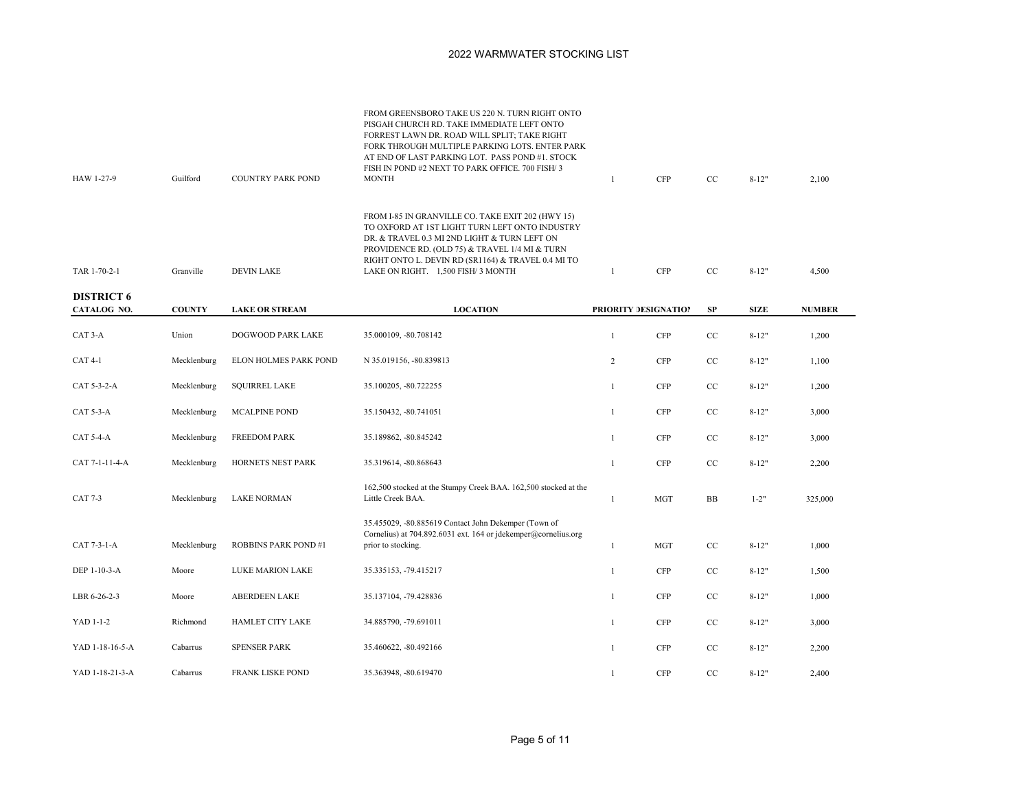# 2022 WARMWATER STOCKING LIST

| CATALOG NO. | COUNTY | LAKE OR STREAM | LOCATION | PRIORITY | DESIGNATION | SP | SIZE | NUMBER |
|---|---|---|---|---|---|---|---|---|
| HAW 1-27-9 | Guilford | COUNTRY PARK POND | FROM GREENSBORO TAKE US 220 N. TURN RIGHT ONTO PISGAH CHURCH RD. TAKE IMMEDIATE LEFT ONTO FORREST LAWN DR. ROAD WILL SPLIT; TAKE RIGHT FORK THROUGH MULTIPLE PARKING LOTS. ENTER PARK AT END OF LAST PARKING LOT. PASS POND #1. STOCK FISH IN POND #2 NEXT TO PARK OFFICE. 700 FISH/ 3 MONTH | 1 | CFP | CC | 8-12" | 2,100 |
| TAR 1-70-2-1 | Granville | DEVIN LAKE | FROM I-85 IN GRANVILLE CO. TAKE EXIT 202 (HWY 15) TO OXFORD AT 1ST LIGHT TURN LEFT ONTO INDUSTRY DR. & TRAVEL 0.3 MI 2ND LIGHT & TURN LEFT ON PROVIDENCE RD. (OLD 75) & TRAVEL 1/4 MI & TURN RIGHT ONTO L. DEVIN RD (SR1164) & TRAVEL 0.4 MI TO LAKE ON RIGHT. 1,500 FISH/ 3 MONTH | 1 | CFP | CC | 8-12" | 4,500 |

## DISTRICT 6

| CATALOG NO. | COUNTY | LAKE OR STREAM | LOCATION | PRIORITY | DESIGNATION | SP | SIZE | NUMBER |
|---|---|---|---|---|---|---|---|---|
| CAT 3-A | Union | DOGWOOD PARK LAKE | 35.000109, -80.708142 | 1 | CFP | CC | 8-12" | 1,200 |
| CAT 4-1 | Mecklenburg | ELON HOLMES PARK POND | N 35.019156, -80.839813 | 2 | CFP | CC | 8-12" | 1,100 |
| CAT 5-3-2-A | Mecklenburg | SQUIRREL LAKE | 35.100205, -80.722255 | 1 | CFP | CC | 8-12" | 1,200 |
| CAT 5-3-A | Mecklenburg | MCALPINE POND | 35.150432, -80.741051 | 1 | CFP | CC | 8-12" | 3,000 |
| CAT 5-4-A | Mecklenburg | FREEDOM PARK | 35.189862, -80.845242 | 1 | CFP | CC | 8-12" | 3,000 |
| CAT 7-1-11-4-A | Mecklenburg | HORNETS NEST PARK | 35.319614, -80.868643 | 1 | CFP | CC | 8-12" | 2,200 |
| CAT 7-3 | Mecklenburg | LAKE NORMAN | 162,500 stocked at the Stumpy Creek BAA. 162,500 stocked at the Little Creek BAA. | 1 | MGT | BB | 1-2" | 325,000 |
| CAT 7-3-1-A | Mecklenburg | ROBBINS PARK POND #1 | 35.455029, -80.885619 Contact John Dekemper (Town of Cornelius) at 704.892.6031 ext. 164 or jdekemper@cornelius.org prior to stocking. | 1 | MGT | CC | 8-12" | 1,000 |
| DEP 1-10-3-A | Moore | LUKE MARION LAKE | 35.335153, -79.415217 | 1 | CFP | CC | 8-12" | 1,500 |
| LBR 6-26-2-3 | Moore | ABERDEEN LAKE | 35.137104, -79.428836 | 1 | CFP | CC | 8-12" | 1,000 |
| YAD 1-1-2 | Richmond | HAMLET CITY LAKE | 34.885790, -79.691011 | 1 | CFP | CC | 8-12" | 3,000 |
| YAD 1-18-16-5-A | Cabarrus | SPENSER PARK | 35.460622, -80.492166 | 1 | CFP | CC | 8-12" | 2,200 |
| YAD 1-18-21-3-A | Cabarrus | FRANK LISKE POND | 35.363948, -80.619470 | 1 | CFP | CC | 8-12" | 2,400 |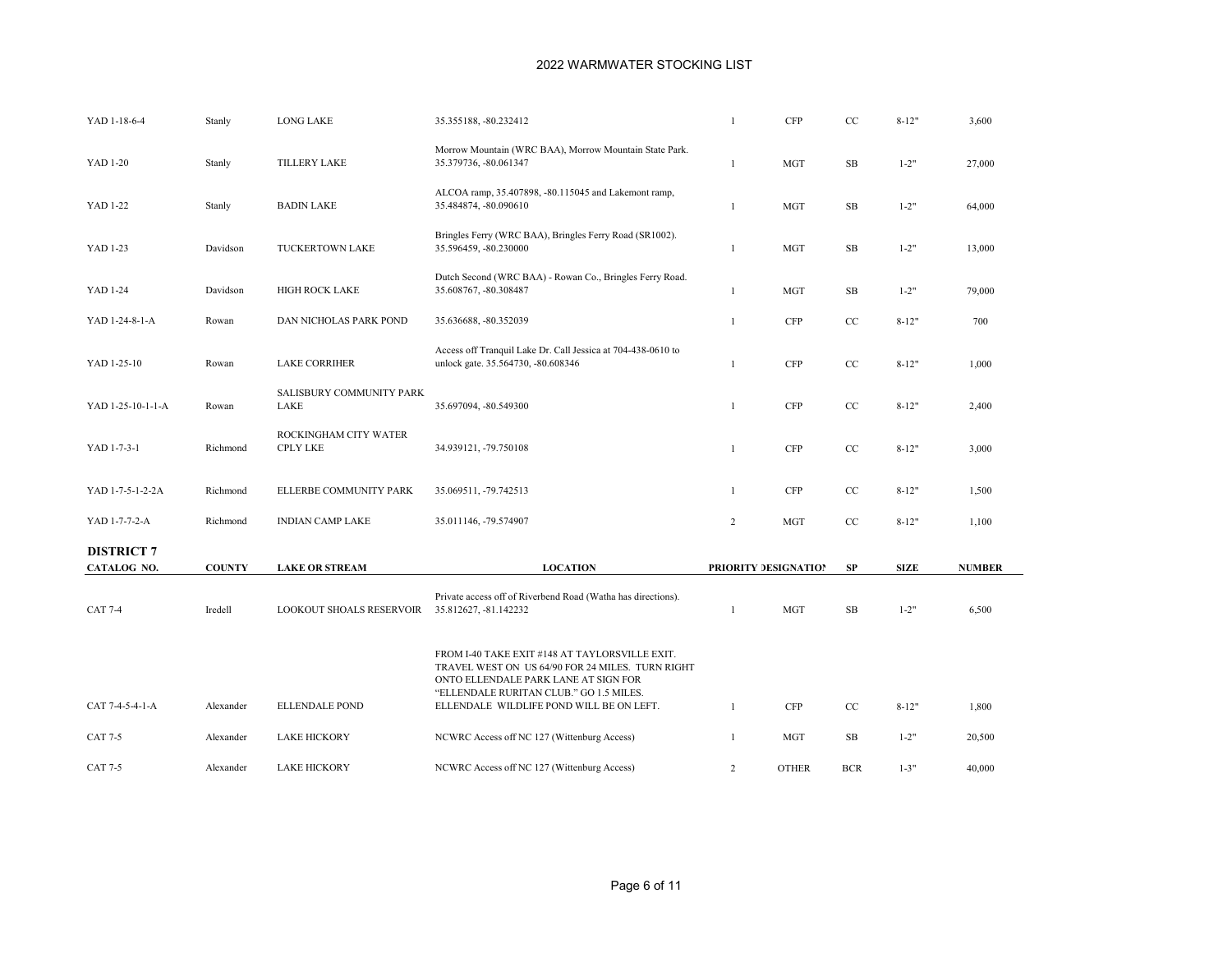# 2022 WARMWATER STOCKING LIST

| | | | | | | | | |
|---|---|---|---|---|---|---|---|---|
| YAD 1-18-6-4 | Stanly | LONG LAKE | 35.355188, -80.232412 | 1 | CFP | CC | 8-12" | 3,600 |
| YAD 1-20 | Stanly | TILLERY LAKE | Morrow Mountain (WRC BAA), Morrow Mountain State Park. 35.379736, -80.061347 | 1 | MGT | SB | 1-2" | 27,000 |
| YAD 1-22 | Stanly | BADIN LAKE | ALCOA ramp, 35.407898, -80.115045 and Lakemont ramp, 35.484874, -80.090610 | 1 | MGT | SB | 1-2" | 64,000 |
| YAD 1-23 | Davidson | TUCKERTOWN LAKE | Bringles Ferry (WRC BAA), Bringles Ferry Road (SR1002). 35.596459, -80.230000 | 1 | MGT | SB | 1-2" | 13,000 |
| YAD 1-24 | Davidson | HIGH ROCK LAKE | Dutch Second (WRC BAA) - Rowan Co., Bringles Ferry Road. 35.608767, -80.308487 | 1 | MGT | SB | 1-2" | 79,000 |
| YAD 1-24-8-1-A | Rowan | DAN NICHOLAS PARK POND | 35.636688, -80.352039 | 1 | CFP | CC | 8-12" | 700 |
| YAD 1-25-10 | Rowan | LAKE CORRIHER | Access off Tranquil Lake Dr. Call Jessica at 704-438-0610 to unlock gate. 35.564730, -80.608346 | 1 | CFP | CC | 8-12" | 1,000 |
| YAD 1-25-10-1-1-A | Rowan | SALISBURY COMMUNITY PARK LAKE | 35.697094, -80.549300 | 1 | CFP | CC | 8-12" | 2,400 |
| YAD 1-7-3-1 | Richmond | ROCKINGHAM CITY WATER CPLY LKE | 34.939121, -79.750108 | 1 | CFP | CC | 8-12" | 3,000 |
| YAD 1-7-5-1-2-2A | Richmond | ELLERBE COMMUNITY PARK | 35.069511, -79.742513 | 1 | CFP | CC | 8-12" | 1,500 |
| YAD 1-7-7-2-A | Richmond | INDIAN CAMP LAKE | 35.011146, -79.574907 | 2 | MGT | CC | 8-12" | 1,100 |

## DISTRICT 7

| CATALOG NO. | COUNTY | LAKE OR STREAM | LOCATION | PRIORITY | DESIGNATION | SP | SIZE | NUMBER |
|---|---|---|---|---|---|---|---|---|
| CAT 7-4 | Iredell | LOOKOUT SHOALS RESERVOIR | Private access off of Riverbend Road (Watha has directions). 35.812627, -81.142232 | 1 | MGT | SB | 1-2" | 6,500 |
| CAT 7-4-5-4-1-A | Alexander | ELLENDALE POND | FROM I-40 TAKE EXIT #148 AT TAYLORSVILLE EXIT. TRAVEL WEST ON US 64/90 FOR 24 MILES. TURN RIGHT ONTO ELLENDALE PARK LANE AT SIGN FOR "ELLENDALE RURITAN CLUB." GO 1.5 MILES. ELLENDALE WILDLIFE POND WILL BE ON LEFT. | 1 | CFP | CC | 8-12" | 1,800 |
| CAT 7-5 | Alexander | LAKE HICKORY | NCWRC Access off NC 127 (Wittenburg Access) | 1 | MGT | SB | 1-2" | 20,500 |
| CAT 7-5 | Alexander | LAKE HICKORY | NCWRC Access off NC 127 (Wittenburg Access) | 2 | OTHER | BCR | 1-3" | 40,000 |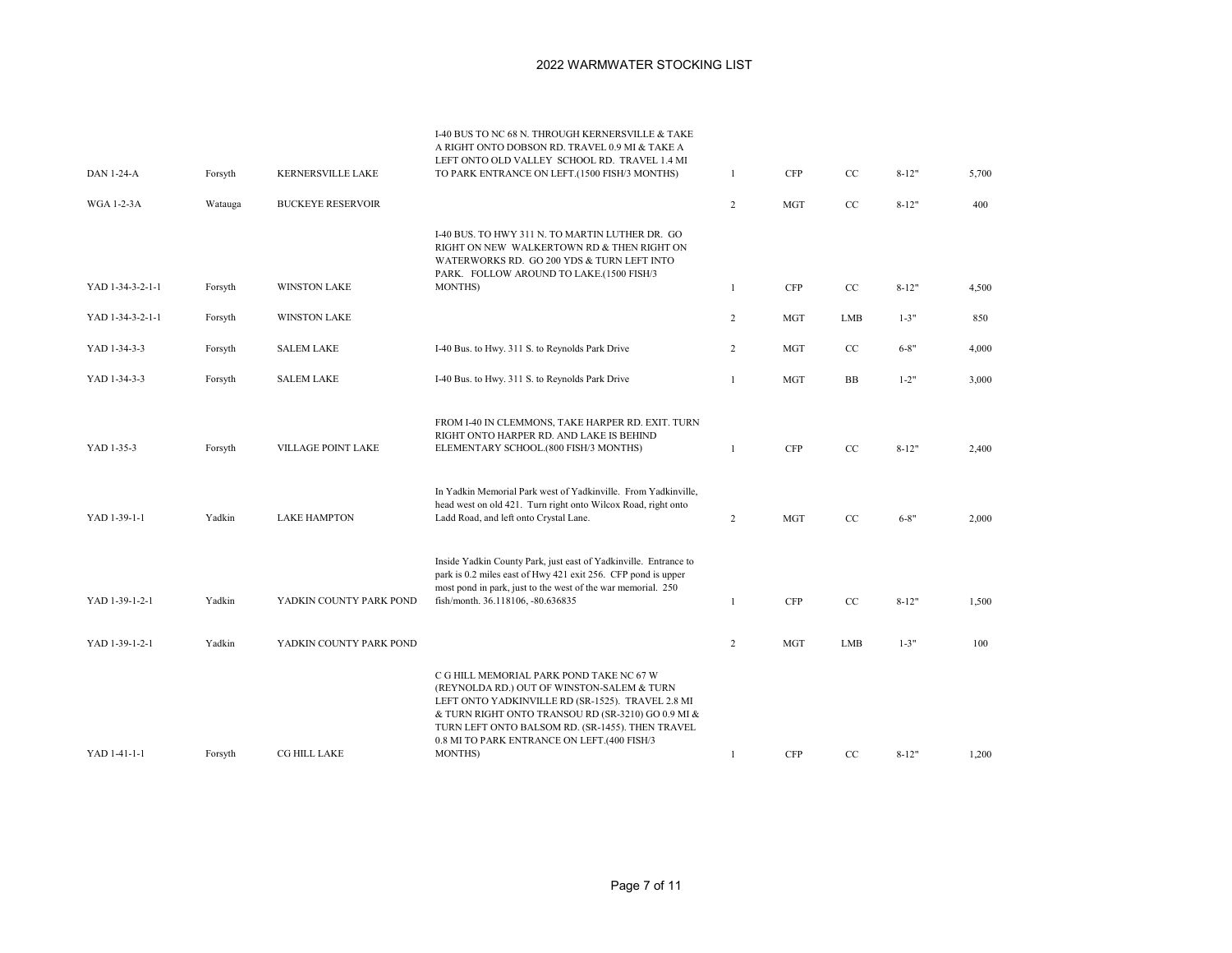# 2022 WARMWATER STOCKING LIST

| | | | | | | | | |
|---|---|---|---|---|---|---|---|---|
| DAN 1-24-A | Forsyth | KERNERSVILLE LAKE | I-40 BUS TO NC 68 N. THROUGH KERNERSVILLE & TAKE A RIGHT ONTO DOBSON RD. TRAVEL 0.9 MI & TAKE A LEFT ONTO OLD VALLEY SCHOOL RD. TRAVEL 1.4 MI TO PARK ENTRANCE ON LEFT.(1500 FISH/3 MONTHS) | 1 | CFP | CC | 8-12" | 5,700 |
| WGA 1-2-3A | Watauga | BUCKEYE RESERVOIR | | 2 | MGT | CC | 8-12" | 400 |
| YAD 1-34-3-2-1-1 | Forsyth | WINSTON LAKE | I-40 BUS. TO HWY 311 N. TO MARTIN LUTHER DR. GO RIGHT ON NEW WALKERTOWN RD & THEN RIGHT ON WATERWORKS RD. GO 200 YDS & TURN LEFT INTO PARK. FOLLOW AROUND TO LAKE.(1500 FISH/3 MONTHS) | 1 | CFP | CC | 8-12" | 4,500 |
| YAD 1-34-3-2-1-1 | Forsyth | WINSTON LAKE | | 2 | MGT | LMB | 1-3" | 850 |
| YAD 1-34-3-3 | Forsyth | SALEM LAKE | I-40 Bus. to Hwy. 311 S. to Reynolds Park Drive | 2 | MGT | CC | 6-8" | 4,000 |
| YAD 1-34-3-3 | Forsyth | SALEM LAKE | I-40 Bus. to Hwy. 311 S. to Reynolds Park Drive | 1 | MGT | BB | 1-2" | 3,000 |
| YAD 1-35-3 | Forsyth | VILLAGE POINT LAKE | FROM I-40 IN CLEMMONS, TAKE HARPER RD. EXIT. TURN RIGHT ONTO HARPER RD. AND LAKE IS BEHIND ELEMENTARY SCHOOL.(800 FISH/3 MONTHS) | 1 | CFP | CC | 8-12" | 2,400 |
| YAD 1-39-1-1 | Yadkin | LAKE HAMPTON | In Yadkin Memorial Park west of Yadkinville. From Yadkinville, head west on old 421. Turn right onto Wilcox Road, right onto Ladd Road, and left onto Crystal Lane. | 2 | MGT | CC | 6-8" | 2,000 |
| YAD 1-39-1-2-1 | Yadkin | YADKIN COUNTY PARK POND | Inside Yadkin County Park, just east of Yadkinville. Entrance to park is 0.2 miles east of Hwy 421 exit 256. CFP pond is upper most pond in park, just to the west of the war memorial. 250 fish/month. 36.118106, -80.636835 | 1 | CFP | CC | 8-12" | 1,500 |
| YAD 1-39-1-2-1 | Yadkin | YADKIN COUNTY PARK POND | | 2 | MGT | LMB | 1-3" | 100 |
| YAD 1-41-1-1 | Forsyth | CG HILL LAKE | C G HILL MEMORIAL PARK POND TAKE NC 67 W (REYNOLDA RD.) OUT OF WINSTON-SALEM & TURN LEFT ONTO YADKINVILLE RD (SR-1525). TRAVEL 2.8 MI & TURN RIGHT ONTO TRANSOU RD (SR-3210) GO 0.9 MI & TURN LEFT ONTO BALSOM RD. (SR-1455). THEN TRAVEL 0.8 MI TO PARK ENTRANCE ON LEFT.(400 FISH/3 MONTHS) | 1 | CFP | CC | 8-12" | 1,200 |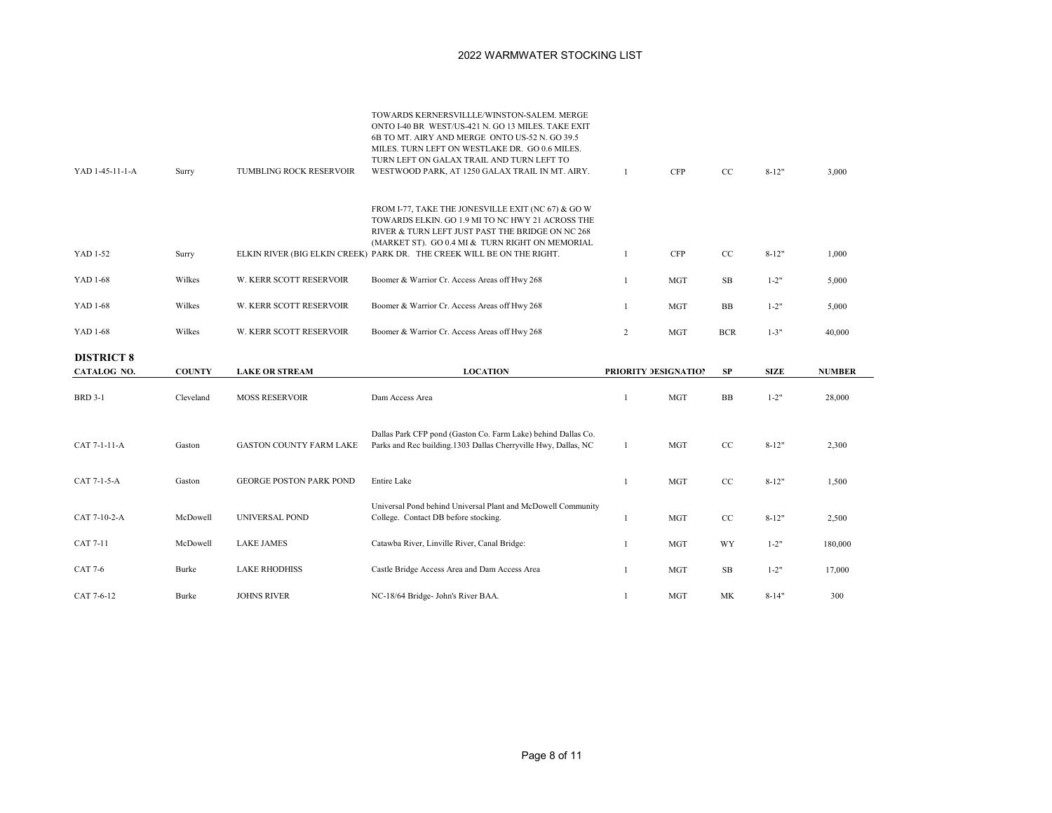# 2022 WARMWATER STOCKING LIST

| | | | | | | | | |
|---|---|---|---|---|---|---|---|---|
| YAD 1-45-11-1-A | Surry | TUMBLING ROCK RESERVOIR | TOWARDS KERNERSVILLLE/WINSTON-SALEM. MERGE ONTO I-40 BR WEST/US-421 N. GO 13 MILES. TAKE EXIT 6B TO MT. AIRY AND MERGE ONTO US-52 N. GO 39.5 MILES. TURN LEFT ON WESTLAKE DR. GO 0.6 MILES. TURN LEFT ON GALAX TRAIL AND TURN LEFT TO WESTWOOD PARK, AT 1250 GALAX TRAIL IN MT. AIRY. | 1 | CFP | CC | 8-12" | 3,000 |
| YAD 1-52 | Surry | ELKIN RIVER (BIG ELKIN CREEK) | FROM I-77, TAKE THE JONESVILLE EXIT (NC 67) & GO W TOWARDS ELKIN. GO 1.9 MI TO NC HWY 21 ACROSS THE RIVER & TURN LEFT JUST PAST THE BRIDGE ON NC 268 (MARKET ST). GO 0.4 MI & TURN RIGHT ON MEMORIAL PARK DR. THE CREEK WILL BE ON THE RIGHT. | 1 | CFP | CC | 8-12" | 1,000 |
| YAD 1-68 | Wilkes | W. KERR SCOTT RESERVOIR | Boomer & Warrior Cr. Access Areas off Hwy 268 | 1 | MGT | SB | 1-2" | 5,000 |
| YAD 1-68 | Wilkes | W. KERR SCOTT RESERVOIR | Boomer & Warrior Cr. Access Areas off Hwy 268 | 1 | MGT | BB | 1-2" | 5,000 |
| YAD 1-68 | Wilkes | W. KERR SCOTT RESERVOIR | Boomer & Warrior Cr. Access Areas off Hwy 268 | 2 | MGT | BCR | 1-3" | 40,000 |

## DISTRICT 8

| CATALOG NO. | COUNTY | LAKE OR STREAM | LOCATION | PRIORITY | DESIGNATION | SP | SIZE | NUMBER |
|---|---|---|---|---|---|---|---|---|
| BRD 3-1 | Cleveland | MOSS RESERVOIR | Dam Access Area | 1 | MGT | BB | 1-2" | 28,000 |
| CAT 7-1-11-A | Gaston | GASTON COUNTY FARM LAKE | Dallas Park CFP pond (Gaston Co. Farm Lake) behind Dallas Co. Parks and Rec building.1303 Dallas Cherryville Hwy, Dallas, NC | 1 | MGT | CC | 8-12" | 2,300 |
| CAT 7-1-5-A | Gaston | GEORGE POSTON PARK POND | Entire Lake | 1 | MGT | CC | 8-12" | 1,500 |
| CAT 7-10-2-A | McDowell | UNIVERSAL POND | Universal Pond behind Universal Plant and McDowell Community College. Contact DB before stocking. | 1 | MGT | CC | 8-12" | 2,500 |
| CAT 7-11 | McDowell | LAKE JAMES | Catawba River, Linville River, Canal Bridge: | 1 | MGT | WY | 1-2" | 180,000 |
| CAT 7-6 | Burke | LAKE RHODHISS | Castle Bridge Access Area and Dam Access Area | 1 | MGT | SB | 1-2" | 17,000 |
| CAT 7-6-12 | Burke | JOHNS RIVER | NC-18/64 Bridge- John's River BAA. | 1 | MGT | MK | 8-14" | 300 |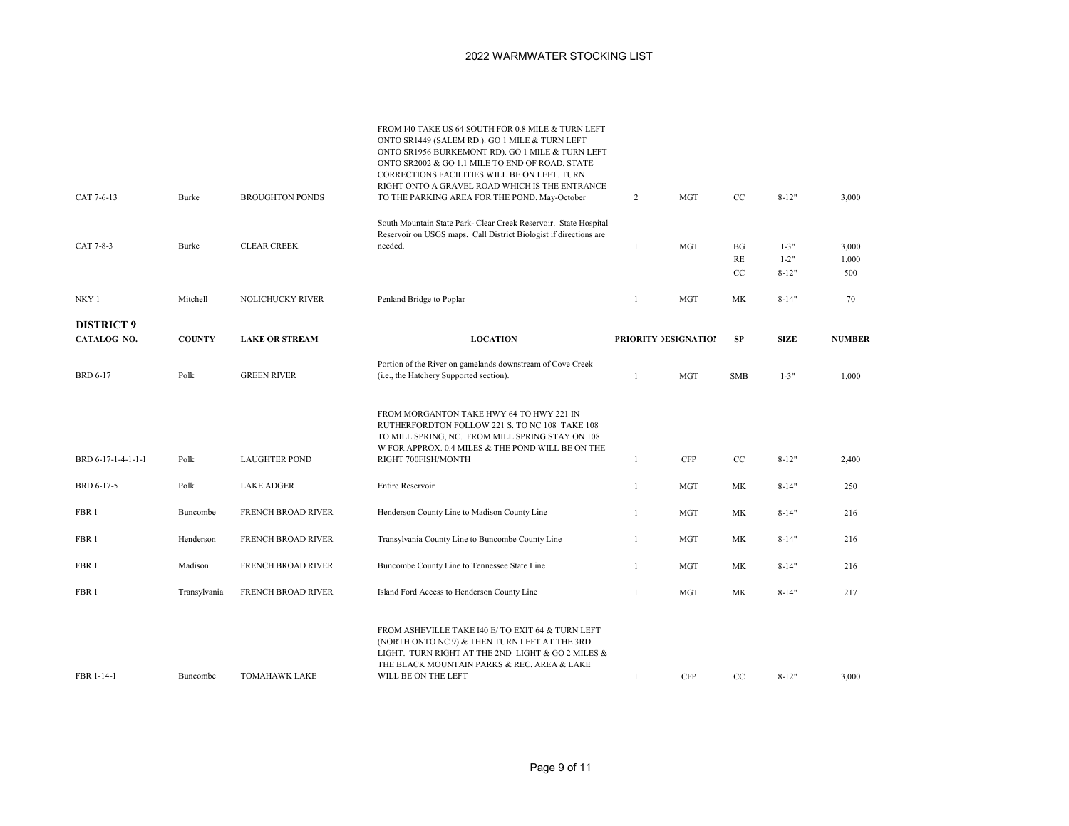# 2022 WARMWATER STOCKING LIST

| CATALOG NO. | COUNTY | LAKE OR STREAM | LOCATION | PRIORITY | DESIGNATION | SP | SIZE | NUMBER |
|---|---|---|---|---|---|---|---|---|
| CAT 7-6-13 | Burke | BROUGHTON PONDS | FROM I40 TAKE US 64 SOUTH FOR 0.8 MILE & TURN LEFT ONTO SR1449 (SALEM RD.). GO 1 MILE & TURN LEFT ONTO SR1956 BURKEMONT RD). GO 1 MILE & TURN LEFT ONTO SR2002 & GO 1.1 MILE TO END OF ROAD. STATE CORRECTIONS FACILITIES WILL BE ON LEFT. TURN RIGHT ONTO A GRAVEL ROAD WHICH IS THE ENTRANCE TO THE PARKING AREA FOR THE POND. May-October | 2 | MGT | CC | 8-12" | 3,000 |
| CAT 7-8-3 | Burke | CLEAR CREEK | South Mountain State Park- Clear Creek Reservoir. State Hospital Reservoir on USGS maps. Call District Biologist if directions are needed. | 1 | MGT | BG | 1-3" | 3,000 |
| | | | | | | RE | 1-2" | 1,000 |
| | | | | | | CC | 8-12" | 500 |
| NKY 1 | Mitchell | NOLICHUCKY RIVER | Penland Bridge to Poplar | 1 | MGT | MK | 8-14" | 70 |

## DISTRICT 9

| CATALOG NO. | COUNTY | LAKE OR STREAM | LOCATION | PRIORITY | DESIGNATION | SP | SIZE | NUMBER |
|---|---|---|---|---|---|---|---|---|
| BRD 6-17 | Polk | GREEN RIVER | Portion of the River on gamelands downstream of Cove Creek (i.e., the Hatchery Supported section). | 1 | MGT | SMB | 1-3" | 1,000 |
| BRD 6-17-1-4-1-1-1 | Polk | LAUGHTER POND | FROM MORGANTON TAKE HWY 64 TO HWY 221 IN RUTHERFORDTON FOLLOW 221 S. TO NC 108 TAKE 108 TO MILL SPRING, NC. FROM MILL SPRING STAY ON 108 W FOR APPROX. 0.4 MILES & THE POND WILL BE ON THE RIGHT 700FISH/MONTH | 1 | CFP | CC | 8-12" | 2,400 |
| BRD 6-17-5 | Polk | LAKE ADGER | Entire Reservoir | 1 | MGT | MK | 8-14" | 250 |
| FBR 1 | Buncombe | FRENCH BROAD RIVER | Henderson County Line to Madison County Line | 1 | MGT | MK | 8-14" | 216 |
| FBR 1 | Henderson | FRENCH BROAD RIVER | Transylvania County Line to Buncombe County Line | 1 | MGT | MK | 8-14" | 216 |
| FBR 1 | Madison | FRENCH BROAD RIVER | Buncombe County Line to Tennessee State Line | 1 | MGT | MK | 8-14" | 216 |
| FBR 1 | Transylvania | FRENCH BROAD RIVER | Island Ford Access to Henderson County Line | 1 | MGT | MK | 8-14" | 217 |
| FBR 1-14-1 | Buncombe | TOMAHAWK LAKE | FROM ASHEVILLE TAKE I40 E/ TO EXIT 64 & TURN LEFT (NORTH ONTO NC 9) & THEN TURN LEFT AT THE 3RD LIGHT. TURN RIGHT AT THE 2ND LIGHT & GO 2 MILES & THE BLACK MOUNTAIN PARKS & REC. AREA & LAKE WILL BE ON THE LEFT | 1 | CFP | CC | 8-12" | 3,000 |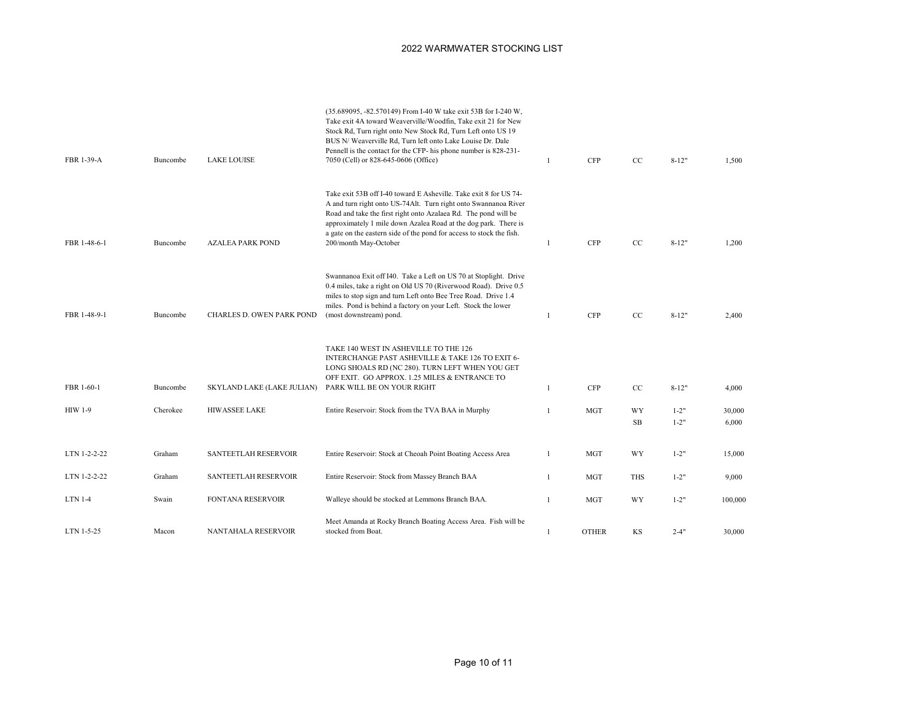# 2022 WARMWATER STOCKING LIST

| | | | | | | | | |
|---|---|---|---|---|---|---|---|---|
| FBR 1-39-A | Buncombe | LAKE LOUISE | (35.689095, -82.570149) From I-40 W take exit 53B for I-240 W, Take exit 4A toward Weaverville/Woodfin, Take exit 21 for New Stock Rd, Turn right onto New Stock Rd, Turn Left onto US 19 BUS N/ Weaverville Rd, Turn left onto Lake Louise Dr. Dale Pennell is the contact for the CFP- his phone number is 828-231-7050 (Cell) or 828-645-0606 (Office) | 1 | CFP | CC | 8-12" | 1,500 |
| FBR 1-48-6-1 | Buncombe | AZALEA PARK POND | Take exit 53B off I-40 toward E Asheville. Take exit 8 for US 74-A and turn right onto US-74Alt. Turn right onto Swannanoa River Road and take the first right onto Azalaea Rd. The pond will be approximately 1 mile down Azalea Road at the dog park. There is a gate on the eastern side of the pond for access to stock the fish. 200/month May-October | 1 | CFP | CC | 8-12" | 1,200 |
| FBR 1-48-9-1 | Buncombe | CHARLES D. OWEN PARK POND | Swannanoa Exit off I40. Take a Left on US 70 at Stoplight. Drive 0.4 miles, take a right on Old US 70 (Riverwood Road). Drive 0.5 miles to stop sign and turn Left onto Bee Tree Road. Drive 1.4 miles. Pond is behind a factory on your Left. Stock the lower (most downstream) pond. | 1 | CFP | CC | 8-12" | 2,400 |
| FBR 1-60-1 | Buncombe | SKYLAND LAKE (LAKE JULIAN) | TAKE 140 WEST IN ASHEVILLE TO THE 126 INTERCHANGE PAST ASHEVILLE & TAKE 126 TO EXIT 6-LONG SHOALS RD (NC 280). TURN LEFT WHEN YOU GET OFF EXIT. GO APPROX. 1.25 MILES & ENTRANCE TO PARK WILL BE ON YOUR RIGHT | 1 | CFP | CC | 8-12" | 4,000 |
| HIW 1-9 | Cherokee | HIWASSEE LAKE | Entire Reservoir: Stock from the TVA BAA in Murphy | 1 | MGT | WY | 1-2" | 30,000 |
| | | | | | | SB | 1-2" | 6,000 |
| LTN 1-2-2-22 | Graham | SANTEETLAH RESERVOIR | Entire Reservoir: Stock at Cheoah Point Boating Access Area | 1 | MGT | WY | 1-2" | 15,000 |
| LTN 1-2-2-22 | Graham | SANTEETLAH RESERVOIR | Entire Reservoir: Stock from Massey Branch BAA | 1 | MGT | THS | 1-2" | 9,000 |
| LTN 1-4 | Swain | FONTANA RESERVOIR | Walleye should be stocked at Lemmons Branch BAA. | 1 | MGT | WY | 1-2" | 100,000 |
| LTN 1-5-25 | Macon | NANTAHALA RESERVOIR | Meet Amanda at Rocky Branch Boating Access Area. Fish will be stocked from Boat. | 1 | OTHER | KS | 2-4" | 30,000 |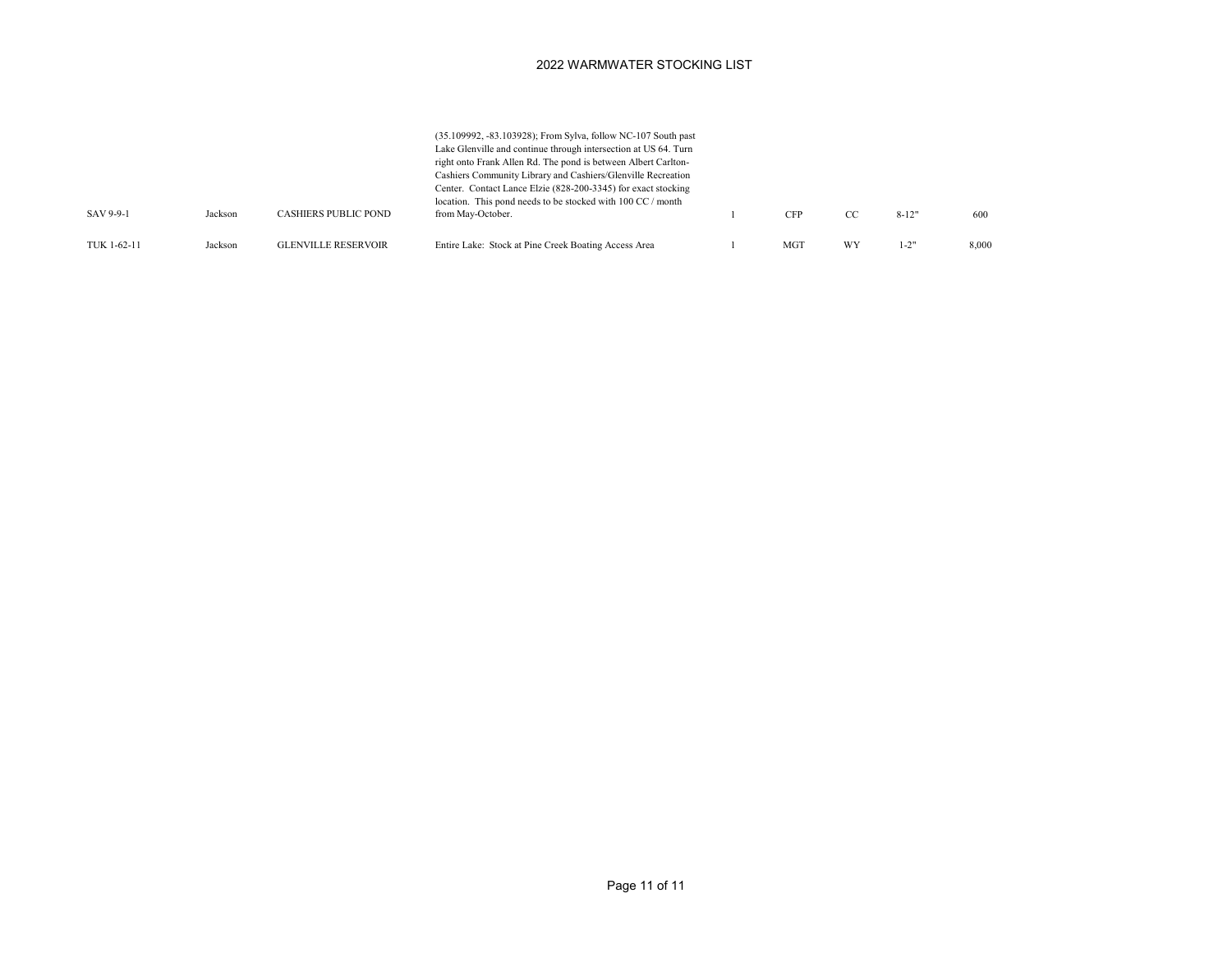# 2022 WARMWATER STOCKING LIST

| | | | | | | | | |
|---|---|---|---|---|---|---|---|---|
| SAV 9-9-1 | Jackson | CASHIERS PUBLIC POND | (35.109992, -83.103928); From Sylva, follow NC-107 South past Lake Glenville and continue through intersection at US 64. Turn right onto Frank Allen Rd. The pond is between Albert Carlton-Cashiers Community Library and Cashiers/Glenville Recreation Center. Contact Lance Elzie (828-200-3345) for exact stocking location. This pond needs to be stocked with 100 CC / month from May-October. | 1 | CFP | CC | 8-12" | 600 |
| TUK 1-62-11 | Jackson | GLENVILLE RESERVOIR | Entire Lake: Stock at Pine Creek Boating Access Area | 1 | MGT | WY | 1-2" | 8,000 |